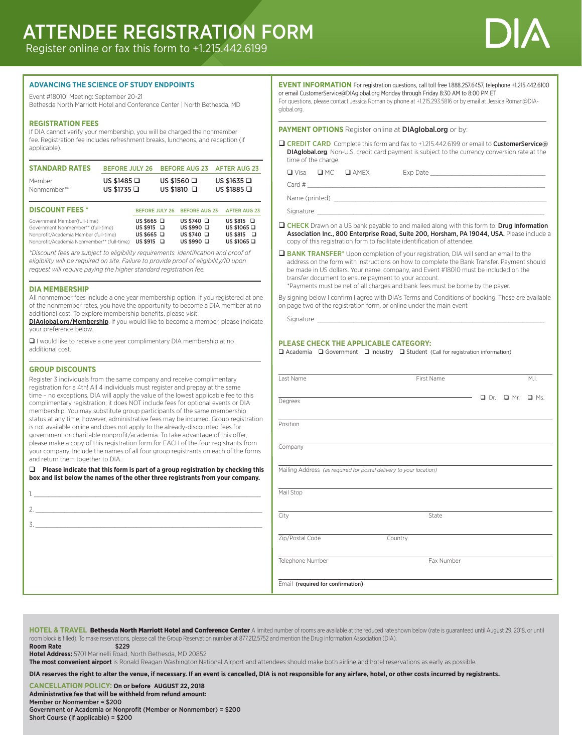# ATTENDEE REGISTRATION FORM

Register online or fax this form to +1.215.442.6199

DIA

## ADVANCING THE SCIENCE OF STUDY ENDPOINTS

Event #18010| Meeting: September 20-21
Bethesda North Marriott Hotel and Conference Center | North Bethesda, MD

### REGISTRATION FEES

If DIA cannot verify your membership, you will be charged the nonmember fee. Registration fee includes refreshment breaks, luncheons, and reception (if applicable).

| STANDARD RATES | BEFORE JULY 26 | BEFORE AUG 23 | AFTER AUG 23 |
|---|---|---|---|
| Member | US $1485 ❑ | US $1560 ❑ | US $1635 ❑ |
| Nonmember** | US $1735 ❑ | US $1810 ❑ | US $1885 ❑ |

| DISCOUNT FEES * | BEFORE JULY 26 | BEFORE AUG 23 | AFTER AUG 23 |
|---|---|---|---|
| Government Member(full-time) | US $665 ❑ | US $740 ❑ | US $815 ❑ |
| Government Nonmember** (full-time) | US $915 ❑ | US $990 ❑ | US $1065 ❑ |
| Nonprofit/Academia Member (full-time) | US $665 ❑ | US $740 ❑ | US $815 ❑ |
| Nonprofit/Academia Nonmember** (full-time) | US $915 ❑ | US $990 ❑ | US $1065 ❑ |

*Discount fees are subject to eligibility requirements. Identification and proof of eligibility will be required on site. Failure to provide proof of eligibility/ID upon request will require paying the higher standard registration fee.*

### DIA MEMBERSHIP

All nonmember fees include a one year membership option. If you registered at one of the nonmember rates, you have the opportunity to become a DIA member at no additional cost. To explore membership benefits, please visit DIAglobal.org/Membership. If you would like to become a member, please indicate your preference below.

❑ I would like to receive a one year complimentary DIA membership at no additional cost.

### GROUP DISCOUNTS

Register 3 individuals from the same company and receive complimentary registration for a 4th! All 4 individuals must register and prepay at the same time – no exceptions. DIA will apply the value of the lowest applicable fee to this complimentary registration; it does NOT include fees for optional events or DIA membership. You may substitute group participants of the same membership status at any time; however, administrative fees may be incurred. Group registration is not available online and does not apply to the already-discounted fees for government or charitable nonprofit/academia. To take advantage of this offer, please make a copy of this registration form for EACH of the four registrants from your company. Include the names of all four group registrants on each of the forms and return them together to DIA.

❑ **Please indicate that this form is part of a group registration by checking this box and list below the names of the other three registrants from your company.**

1. ______________________________
2. ______________________________
3. ______________________________

### EVENT INFORMATION

For registration questions, call toll free 1.888.257.6457, telephone +1.215.442.6100 or email CustomerService@DIAglobal.org Monday through Friday 8:30 AM to 8:00 PM ET
For questions, please contact Jessica Roman by phone at +1.215.293.5816 or by email at Jessica.Roman@DIA-global.org.

### PAYMENT OPTIONS

Register online at **DIAglobal.org** or by:

❑ **CREDIT CARD** Complete this form and fax to +1.215.442.6199 or email to **CustomerService@DIAglobal.org**. Non-U.S. credit card payment is subject to the currency conversion rate at the time of the charge.

❑ Visa ❑ MC ❑ AMEX Exp Date ______________

Card # ______________________________

Name (printed) ______________________________

Signature ______________________________

❑ **CHECK** Drawn on a US bank payable to and mailed along with this form to: **Drug Information Association Inc., 800 Enterprise Road, Suite 200, Horsham, PA 19044, USA.** Please include a copy of this registration form to facilitate identification of attendee.

❑ **BANK TRANSFER*** Upon completion of your registration, DIA will send an email to the address on the form with instructions on how to complete the Bank Transfer. Payment should be made in US dollars. Your name, company, and Event #18010 must be included on the transfer document to ensure payment to your account.
*Payments must be net of all charges and bank fees must be borne by the payer.

By signing below I confirm I agree with DIA's Terms and Conditions of booking. These are available on page two of the registration form, or online under the main event

Signature ______________________________

### PLEASE CHECK THE APPLICABLE CATEGORY:

❑ Academia ❑ Government ❑ Industry ❑ Student (Call for registration information)

Last Name ______________ First Name ______________ M.I. ______

Degrees ______________ ❑ Dr. ❑ Mr. ❑ Ms.

Position ______________________________

Company ______________________________

Mailing Address *(as required for postal delivery to your location)* ______________________________

Mail Stop ______________________________

City ______________ State ______________

Zip/Postal Code ______________ Country ______________

Telephone Number ______________ Fax Number ______________

Email **(required for confirmation)** ______________________________

### HOTEL & TRAVEL

**Bethesda North Marriott Hotel and Conference Center** A limited number of rooms are available at the reduced rate shown below (rate is guaranteed until August 29, 2018, or until room block is filled). To make reservations, please call the Group Reservation number at 877.212.5752 and mention the Drug Information Association (DIA).

**Room Rate** $229

**Hotel Address:** 5701 Marinelli Road, North Bethesda, MD 20852

**The most convenient airport** is Ronald Reagan Washington National Airport and attendees should make both airline and hotel reservations as early as possible.

**DIA reserves the right to alter the venue, if necessary. If an event is cancelled, DIA is not responsible for any airfare, hotel, or other costs incurred by registrants.**

### CANCELLATION POLICY: On or before AUGUST 22, 2018

**Administrative fee that will be withheld from refund amount:**
**Member or Nonmember = $200**
**Government or Academia or Nonprofit (Member or Nonmember) = $200**
**Short Course (if applicable) = $200**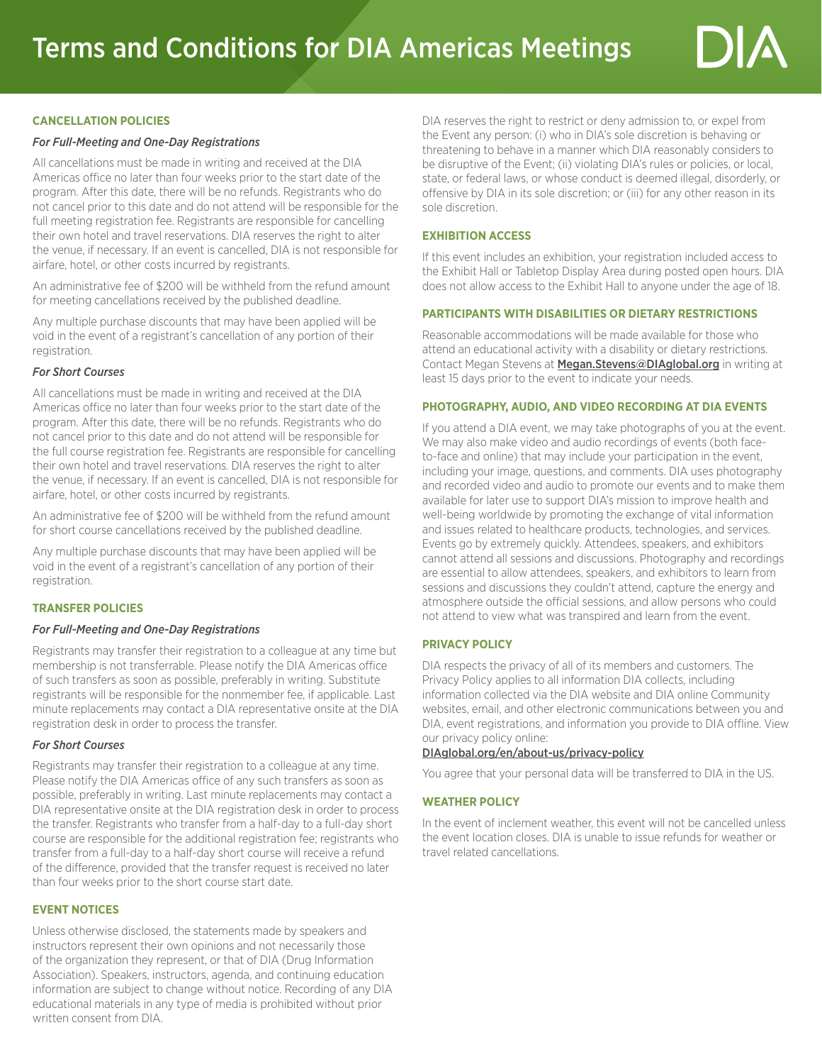# Terms and Conditions for DIA Americas Meetings

## CANCELLATION POLICIES

*For Full-Meeting and One-Day Registrations*

All cancellations must be made in writing and received at the DIA Americas office no later than four weeks prior to the start date of the program. After this date, there will be no refunds. Registrants who do not cancel prior to this date and do not attend will be responsible for the full meeting registration fee. Registrants are responsible for cancelling their own hotel and travel reservations. DIA reserves the right to alter the venue, if necessary. If an event is cancelled, DIA is not responsible for airfare, hotel, or other costs incurred by registrants.

An administrative fee of $200 will be withheld from the refund amount for meeting cancellations received by the published deadline.

Any multiple purchase discounts that may have been applied will be void in the event of a registrant's cancellation of any portion of their registration.

*For Short Courses*

All cancellations must be made in writing and received at the DIA Americas office no later than four weeks prior to the start date of the program. After this date, there will be no refunds. Registrants who do not cancel prior to this date and do not attend will be responsible for the full course registration fee. Registrants are responsible for cancelling their own hotel and travel reservations. DIA reserves the right to alter the venue, if necessary. If an event is cancelled, DIA is not responsible for airfare, hotel, or other costs incurred by registrants.

An administrative fee of $200 will be withheld from the refund amount for short course cancellations received by the published deadline.

Any multiple purchase discounts that may have been applied will be void in the event of a registrant's cancellation of any portion of their registration.

## TRANSFER POLICIES

*For Full-Meeting and One-Day Registrations*

Registrants may transfer their registration to a colleague at any time but membership is not transferrable. Please notify the DIA Americas office of such transfers as soon as possible, preferably in writing. Substitute registrants will be responsible for the nonmember fee, if applicable. Last minute replacements may contact a DIA representative onsite at the DIA registration desk in order to process the transfer.

*For Short Courses*

Registrants may transfer their registration to a colleague at any time. Please notify the DIA Americas office of any such transfers as soon as possible, preferably in writing. Last minute replacements may contact a DIA representative onsite at the DIA registration desk in order to process the transfer. Registrants who transfer from a half-day to a full-day short course are responsible for the additional registration fee; registrants who transfer from a full-day to a half-day short course will receive a refund of the difference, provided that the transfer request is received no later than four weeks prior to the short course start date.

## EVENT NOTICES

Unless otherwise disclosed, the statements made by speakers and instructors represent their own opinions and not necessarily those of the organization they represent, or that of DIA (Drug Information Association). Speakers, instructors, agenda, and continuing education information are subject to change without notice. Recording of any DIA educational materials in any type of media is prohibited without prior written consent from DIA.

DIA reserves the right to restrict or deny admission to, or expel from the Event any person: (i) who in DIA's sole discretion is behaving or threatening to behave in a manner which DIA reasonably considers to be disruptive of the Event; (ii) violating DIA's rules or policies, or local, state, or federal laws, or whose conduct is deemed illegal, disorderly, or offensive by DIA in its sole discretion; or (iii) for any other reason in its sole discretion.

## EXHIBITION ACCESS

If this event includes an exhibition, your registration included access to the Exhibit Hall or Tabletop Display Area during posted open hours. DIA does not allow access to the Exhibit Hall to anyone under the age of 18.

## PARTICIPANTS WITH DISABILITIES OR DIETARY RESTRICTIONS

Reasonable accommodations will be made available for those who attend an educational activity with a disability or dietary restrictions. Contact Megan Stevens at **Megan.Stevens@DIAglobal.org** in writing at least 15 days prior to the event to indicate your needs.

## PHOTOGRAPHY, AUDIO, AND VIDEO RECORDING AT DIA EVENTS

If you attend a DIA event, we may take photographs of you at the event. We may also make video and audio recordings of events (both face-to-face and online) that may include your participation in the event, including your image, questions, and comments. DIA uses photography and recorded video and audio to promote our events and to make them available for later use to support DIA's mission to improve health and well-being worldwide by promoting the exchange of vital information and issues related to healthcare products, technologies, and services. Events go by extremely quickly. Attendees, speakers, and exhibitors cannot attend all sessions and discussions. Photography and recordings are essential to allow attendees, speakers, and exhibitors to learn from sessions and discussions they couldn't attend, capture the energy and atmosphere outside the official sessions, and allow persons who could not attend to view what was transpired and learn from the event.

## PRIVACY POLICY

DIA respects the privacy of all of its members and customers. The Privacy Policy applies to all information DIA collects, including information collected via the DIA website and DIA online Community websites, email, and other electronic communications between you and DIA, event registrations, and information you provide to DIA offline. View our privacy policy online:
DIAglobal.org/en/about-us/privacy-policy

You agree that your personal data will be transferred to DIA in the US.

## WEATHER POLICY

In the event of inclement weather, this event will not be cancelled unless the event location closes. DIA is unable to issue refunds for weather or travel related cancellations.